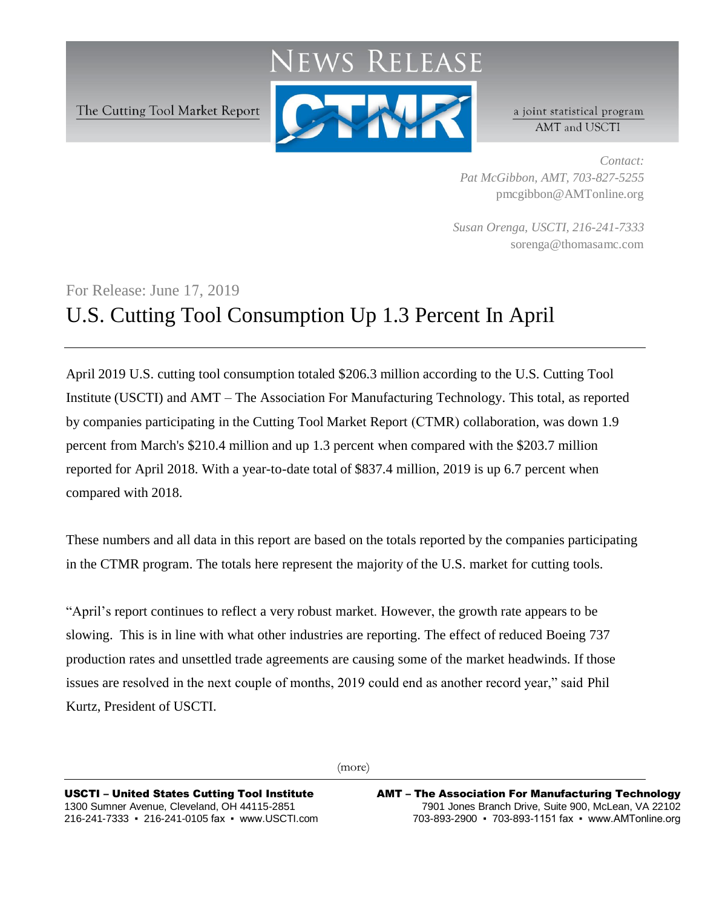# NEWS RELEASE

The Cutting Tool Market Report

CTMR

a joint statistical program
AMT and USCTI

*Contact:*
*Pat McGibbon, AMT, 703-827-5255*
pmcgibbon@AMTonline.org

*Susan Orenga, USCTI, 216-241-7333*
sorenga@thomasamc.com

For Release: June 17, 2019

## U.S. Cutting Tool Consumption Up 1.3 Percent In April

April 2019 U.S. cutting tool consumption totaled $206.3 million according to the U.S. Cutting Tool Institute (USCTI) and AMT – The Association For Manufacturing Technology. This total, as reported by companies participating in the Cutting Tool Market Report (CTMR) collaboration, was down 1.9 percent from March's $210.4 million and up 1.3 percent when compared with the $203.7 million reported for April 2018. With a year-to-date total of $837.4 million, 2019 is up 6.7 percent when compared with 2018.

These numbers and all data in this report are based on the totals reported by the companies participating in the CTMR program. The totals here represent the majority of the U.S. market for cutting tools.

"April's report continues to reflect a very robust market. However, the growth rate appears to be slowing. This is in line with what other industries are reporting. The effect of reduced Boeing 737 production rates and unsettled trade agreements are causing some of the market headwinds. If those issues are resolved in the next couple of months, 2019 could end as another record year," said Phil Kurtz, President of USCTI.

(more)

**USCTI – United States Cutting Tool Institute**
1300 Sumner Avenue, Cleveland, OH 44115-2851
216-241-7333 ▪ 216-241-0105 fax ▪ www.USCTI.com

**AMT – The Association For Manufacturing Technology**
7901 Jones Branch Drive, Suite 900, McLean, VA 22102
703-893-2900 ▪ 703-893-1151 fax ▪ www.AMTonline.org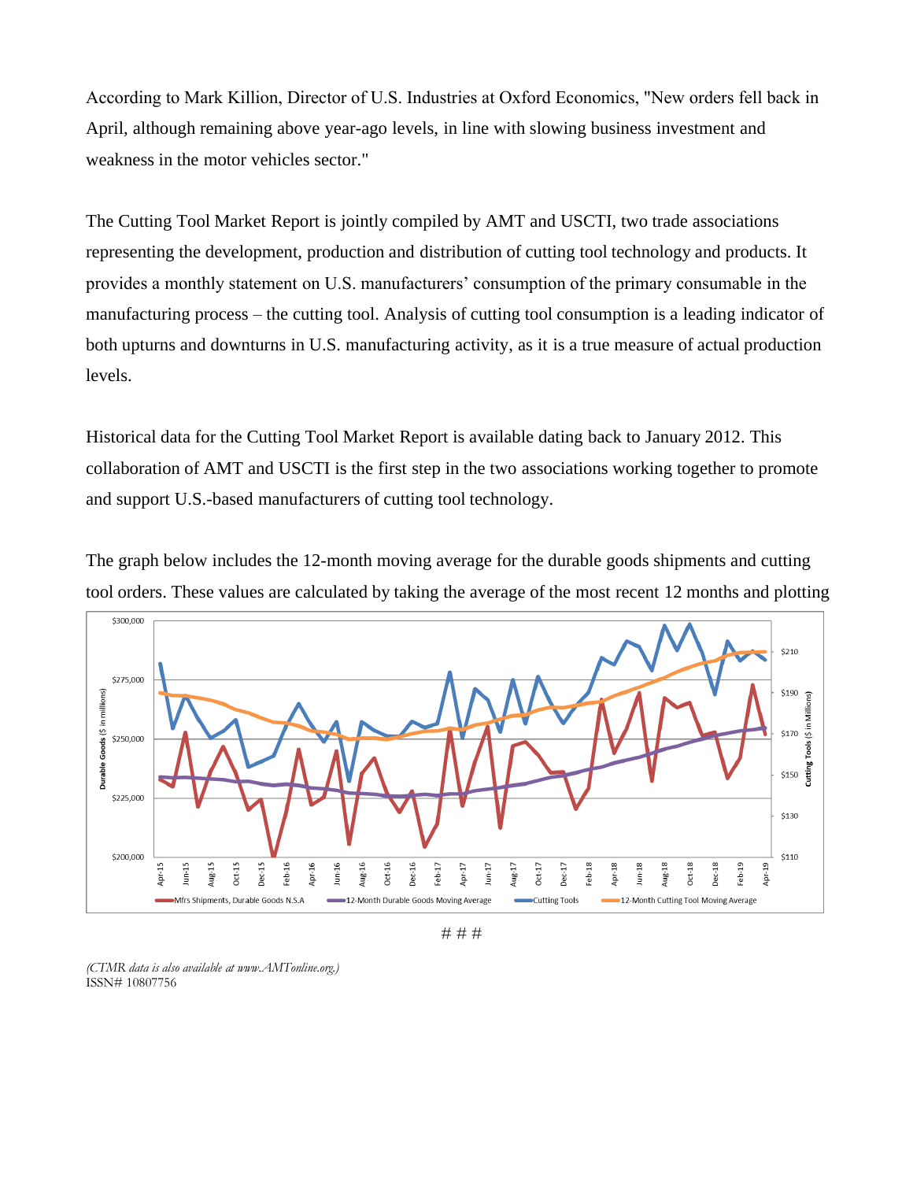According to Mark Killion, Director of U.S. Industries at Oxford Economics, "New orders fell back in April, although remaining above year-ago levels, in line with slowing business investment and weakness in the motor vehicles sector."

The Cutting Tool Market Report is jointly compiled by AMT and USCTI, two trade associations representing the development, production and distribution of cutting tool technology and products. It provides a monthly statement on U.S. manufacturers' consumption of the primary consumable in the manufacturing process – the cutting tool. Analysis of cutting tool consumption is a leading indicator of both upturns and downturns in U.S. manufacturing activity, as it is a true measure of actual production levels.

Historical data for the Cutting Tool Market Report is available dating back to January 2012. This collaboration of AMT and USCTI is the first step in the two associations working together to promote and support U.S.-based manufacturers of cutting tool technology.

The graph below includes the 12-month moving average for the durable goods shipments and cutting tool orders. These values are calculated by taking the average of the most recent 12 months and plotting

\# \# \#

*(CTMR data is also available at www.AMTonline.org.)*
ISSN# 10807756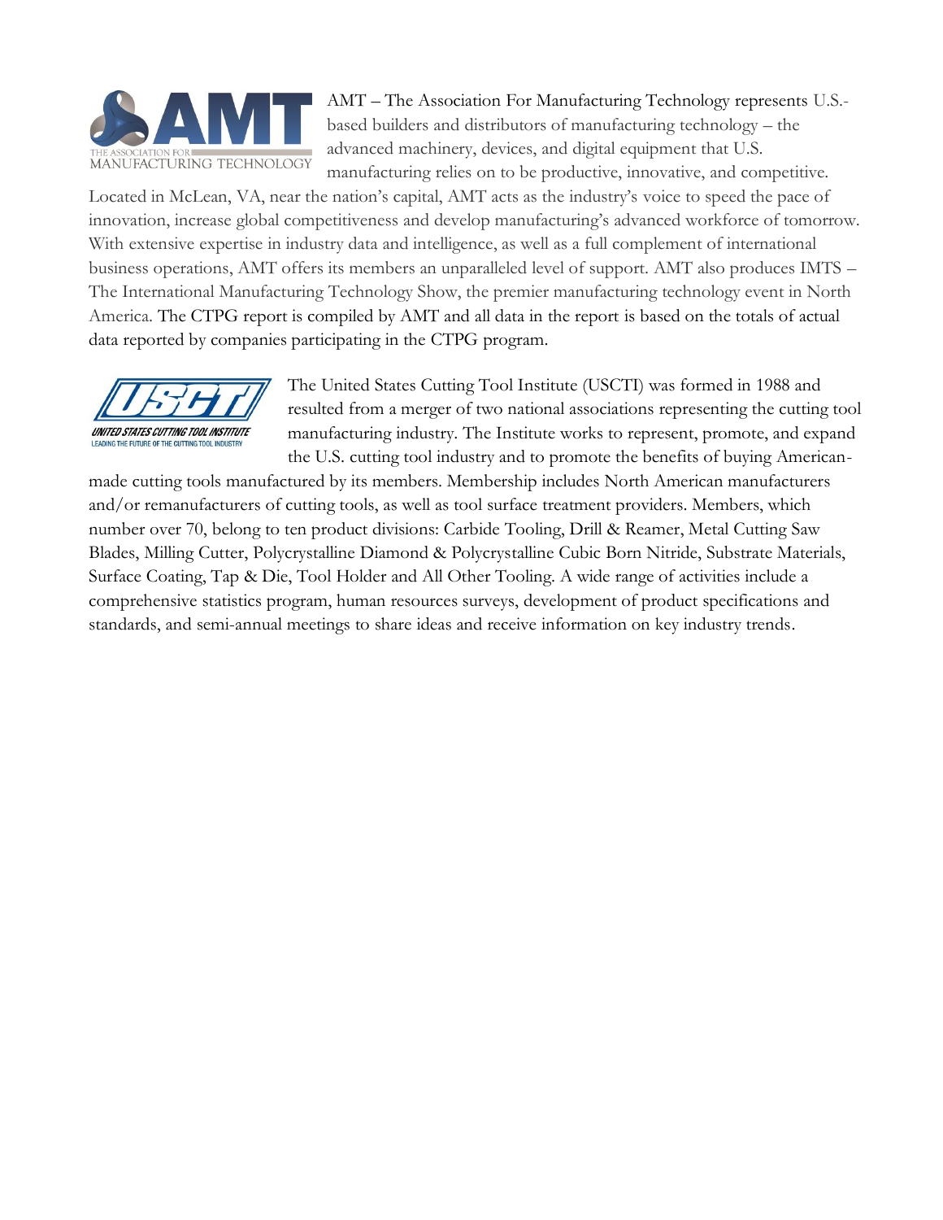AMT – The Association For Manufacturing Technology represents U.S.-based builders and distributors of manufacturing technology – the advanced machinery, devices, and digital equipment that U.S. manufacturing relies on to be productive, innovative, and competitive. Located in McLean, VA, near the nation's capital, AMT acts as the industry's voice to speed the pace of innovation, increase global competitiveness and develop manufacturing's advanced workforce of tomorrow. With extensive expertise in industry data and intelligence, as well as a full complement of international business operations, AMT offers its members an unparalleled level of support. AMT also produces IMTS – The International Manufacturing Technology Show, the premier manufacturing technology event in North America. The CTPG report is compiled by AMT and all data in the report is based on the totals of actual data reported by companies participating in the CTPG program.

The United States Cutting Tool Institute (USCTI) was formed in 1988 and resulted from a merger of two national associations representing the cutting tool manufacturing industry. The Institute works to represent, promote, and expand the U.S. cutting tool industry and to promote the benefits of buying American-made cutting tools manufactured by its members. Membership includes North American manufacturers and/or remanufacturers of cutting tools, as well as tool surface treatment providers. Members, which number over 70, belong to ten product divisions: Carbide Tooling, Drill & Reamer, Metal Cutting Saw Blades, Milling Cutter, Polycrystalline Diamond & Polycrystalline Cubic Born Nitride, Substrate Materials, Surface Coating, Tap & Die, Tool Holder and All Other Tooling. A wide range of activities include a comprehensive statistics program, human resources surveys, development of product specifications and standards, and semi-annual meetings to share ideas and receive information on key industry trends.